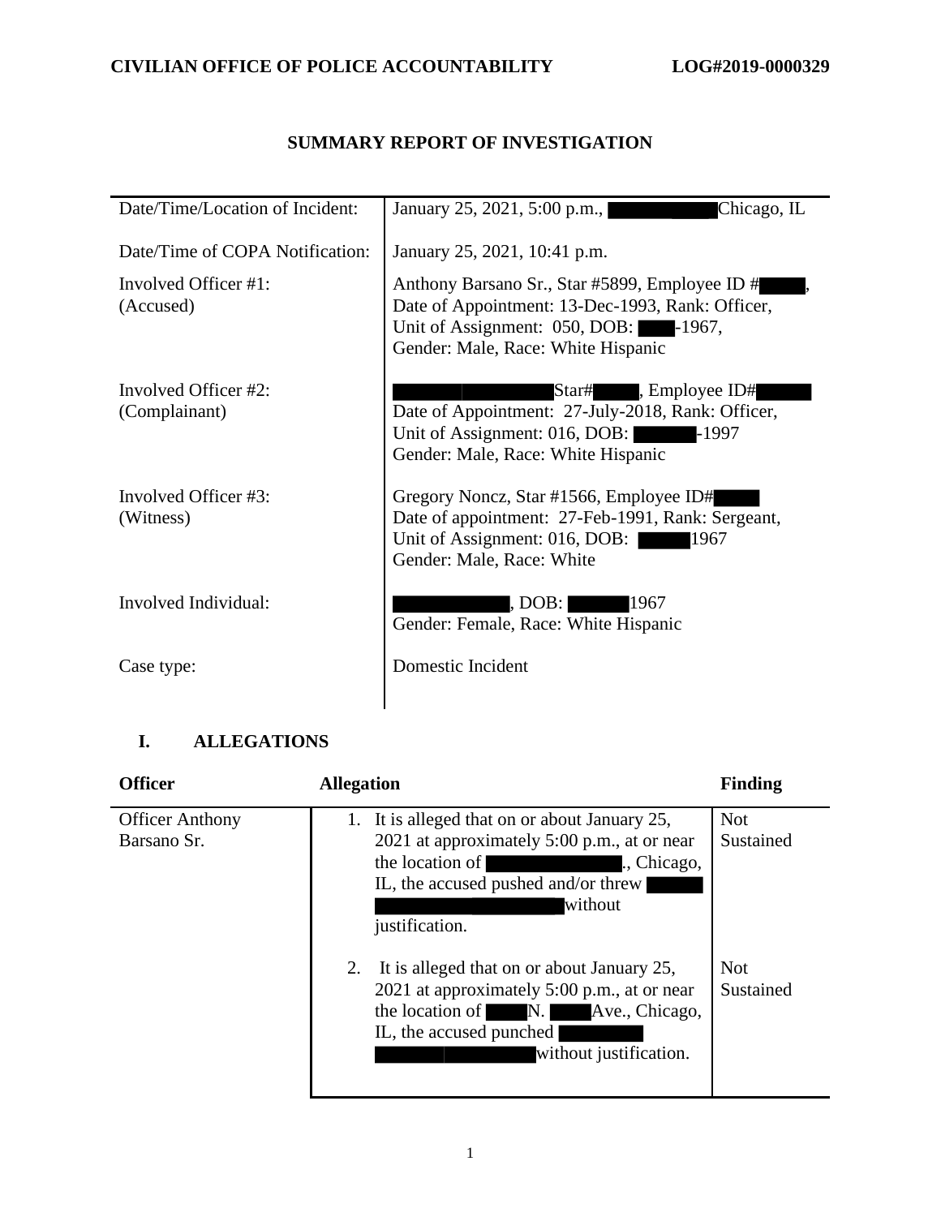CIVILIAN OFFICE OF POLICE ACCOUNTABILITY LOG#2019-0000329

# SUMMARY REPORT OF INVESTIGATION

| | |
|---|---|
| Date/Time/Location of Incident: | January 25, 2021, 5:00 p.m., Chicago, IL |
| Date/Time of COPA Notification: | January 25, 2021, 10:41 p.m. |
| Involved Officer #1: (Accused) | Anthony Barsano Sr., Star #5899, Employee ID #, Date of Appointment: 13-Dec-1993, Rank: Officer, Unit of Assignment: 050, DOB: -1967, Gender: Male, Race: White Hispanic |
| Involved Officer #2: (Complainant) | Star# , Employee ID# Date of Appointment: 27-July-2018, Rank: Officer, Unit of Assignment: 016, DOB: -1997 Gender: Male, Race: White Hispanic |
| Involved Officer #3: (Witness) | Gregory Noncz, Star #1566, Employee ID# Date of appointment: 27-Feb-1991, Rank: Sergeant, Unit of Assignment: 016, DOB: 1967 Gender: Male, Race: White |
| Involved Individual: | , DOB: 1967 Gender: Female, Race: White Hispanic |
| Case type: | Domestic Incident |

## I. ALLEGATIONS

| Officer | Allegation | Finding |
|---|---|---|
| Officer Anthony Barsano Sr. | 1. It is alleged that on or about January 25, 2021 at approximately 5:00 p.m., at or near the location of ., Chicago, IL, the accused pushed and/or threw without justification. | Not Sustained |
| | 2. It is alleged that on or about January 25, 2021 at approximately 5:00 p.m., at or near the location of N. Ave., Chicago, IL, the accused punched without justification. | Not Sustained |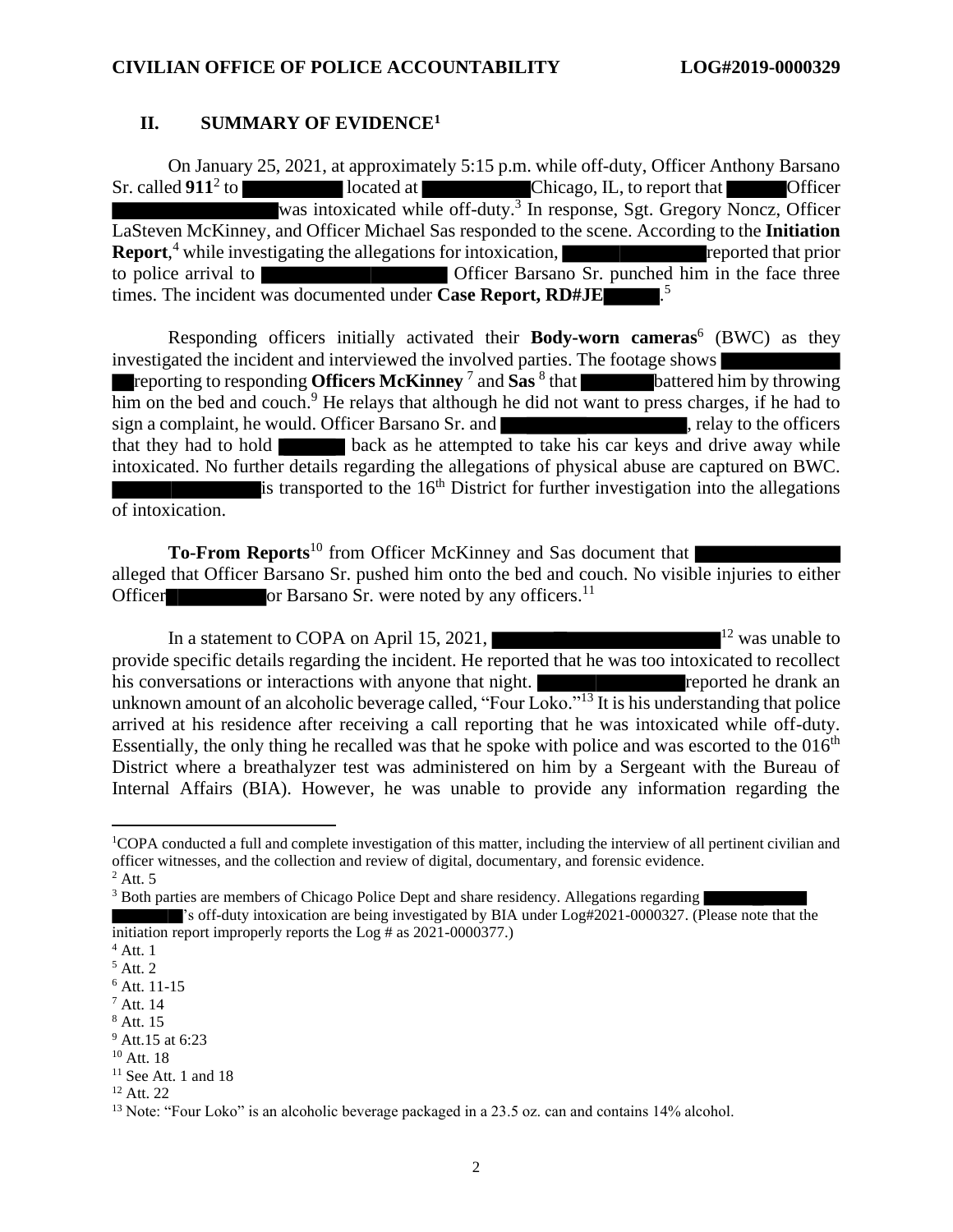## II. SUMMARY OF EVIDENCE[1]

On January 25, 2021, at approximately 5:15 p.m. while off-duty, Officer Anthony Barsano Sr. called **911**[2] to ██████ located at ██████ Chicago, IL, to report that ██████ Officer ██████ was intoxicated while off-duty.[3] In response, Sgt. Gregory Noncz, Officer LaSteven McKinney, and Officer Michael Sas responded to the scene. According to the **Initiation Report**,[4] while investigating the allegations for intoxication, ██████ reported that prior to police arrival to ██████ Officer Barsano Sr. punched him in the face three times. The incident was documented under **Case Report, RD#JE██████**.[5]

Responding officers initially activated their **Body-worn cameras**[6] (BWC) as they investigated the incident and interviewed the involved parties. The footage shows ██████ reporting to responding **Officers McKinney**[7] and **Sas**[8] that ██████ battered him by throwing him on the bed and couch.[9] He relays that although he did not want to press charges, if he had to sign a complaint, he would. Officer Barsano Sr. and ██████, relay to the officers that they had to hold ██████ back as he attempted to take his car keys and drive away while intoxicated. No further details regarding the allegations of physical abuse are captured on BWC. ██████ is transported to the 16th District for further investigation into the allegations of intoxication.

**To-From Reports**[10] from Officer McKinney and Sas document that ██████ alleged that Officer Barsano Sr. pushed him onto the bed and couch. No visible injuries to either Officer ██████ or Barsano Sr. were noted by any officers.[11]

In a statement to COPA on April 15, 2021, ██████[12] was unable to provide specific details regarding the incident. He reported that he was too intoxicated to recollect his conversations or interactions with anyone that night. ██████ reported he drank an unknown amount of an alcoholic beverage called, "Four Loko."[13] It is his understanding that police arrived at his residence after receiving a call reporting that he was intoxicated while off-duty. Essentially, the only thing he recalled was that he spoke with police and was escorted to the 016th District where a breathalyzer test was administered on him by a Sergeant with the Bureau of Internal Affairs (BIA). However, he was unable to provide any information regarding the

---

[1] COPA conducted a full and complete investigation of this matter, including the interview of all pertinent civilian and officer witnesses, and the collection and review of digital, documentary, and forensic evidence.

[2] Att. 5

[3] Both parties are members of Chicago Police Dept and share residency. Allegations regarding ██████'s off-duty intoxication are being investigated by BIA under Log#2021-0000327. (Please note that the initiation report improperly reports the Log # as 2021-0000377.)

[4] Att. 1

[5] Att. 2

[6] Att. 11-15

[7] Att. 14

[8] Att. 15

[9] Att.15 at 6:23

[10] Att. 18

[11] See Att. 1 and 18

[12] Att. 22

[13] Note: "Four Loko" is an alcoholic beverage packaged in a 23.5 oz. can and contains 14% alcohol.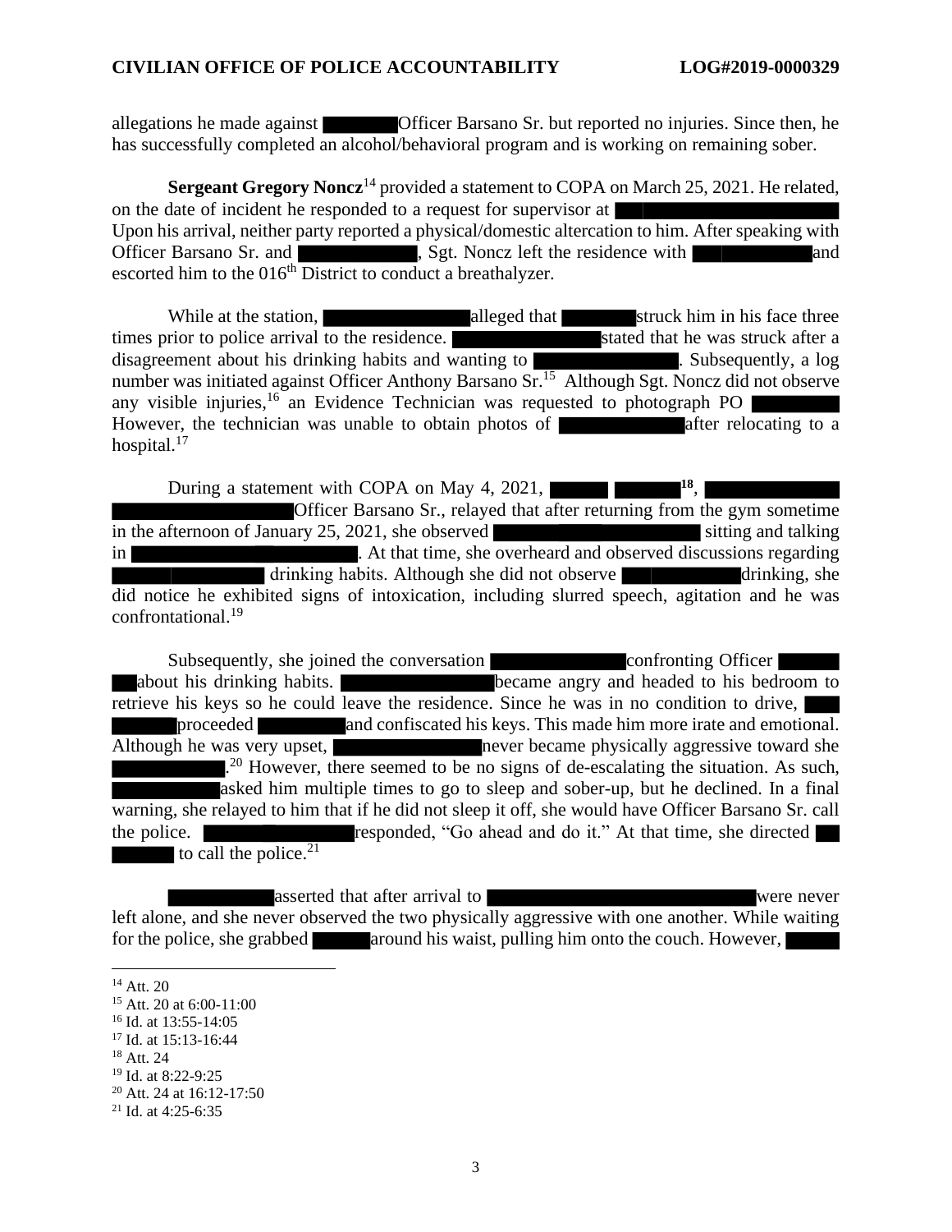allegations he made against Officer Barsano Sr. but reported no injuries. Since then, he has successfully completed an alcohol/behavioral program and is working on remaining sober.

**Sergeant Gregory Noncz**[14] provided a statement to COPA on March 25, 2021. He related, on the date of incident he responded to a request for supervisor at Upon his arrival, neither party reported a physical/domestic altercation to him. After speaking with Officer Barsano Sr. and , Sgt. Noncz left the residence with and escorted him to the 016th District to conduct a breathalyzer.

While at the station, alleged that struck him in his face three times prior to police arrival to the residence. stated that he was struck after a disagreement about his drinking habits and wanting to . Subsequently, a log number was initiated against Officer Anthony Barsano Sr.[15] Although Sgt. Noncz did not observe any visible injuries,[16] an Evidence Technician was requested to photograph PO However, the technician was unable to obtain photos of after relocating to a hospital.[17]

During a statement with COPA on May 4, 2021, **[18]**, Officer Barsano Sr., relayed that after returning from the gym sometime in the afternoon of January 25, 2021, she observed sitting and talking in . At that time, she overheard and observed discussions regarding drinking habits. Although she did not observe drinking, she did notice he exhibited signs of intoxication, including slurred speech, agitation and he was confrontational.[19]

Subsequently, she joined the conversation confronting Officer about his drinking habits. became angry and headed to his bedroom to retrieve his keys so he could leave the residence. Since he was in no condition to drive, proceeded and confiscated his keys. This made him more irate and emotional. Although he was very upset, never became physically aggressive toward she .[20] However, there seemed to be no signs of de-escalating the situation. As such, asked him multiple times to go to sleep and sober-up, but he declined. In a final warning, she relayed to him that if he did not sleep it off, she would have Officer Barsano Sr. call the police. responded, "Go ahead and do it." At that time, she directed to call the police.[21]

asserted that after arrival to were never left alone, and she never observed the two physically aggressive with one another. While waiting for the police, she grabbed around his waist, pulling him onto the couch. However,

---

[14] Att. 20
[15] Att. 20 at 6:00-11:00
[16] Id. at 13:55-14:05
[17] Id. at 15:13-16:44
[18] Att. 24
[19] Id. at 8:22-9:25
[20] Att. 24 at 16:12-17:50
[21] Id. at 4:25-6:35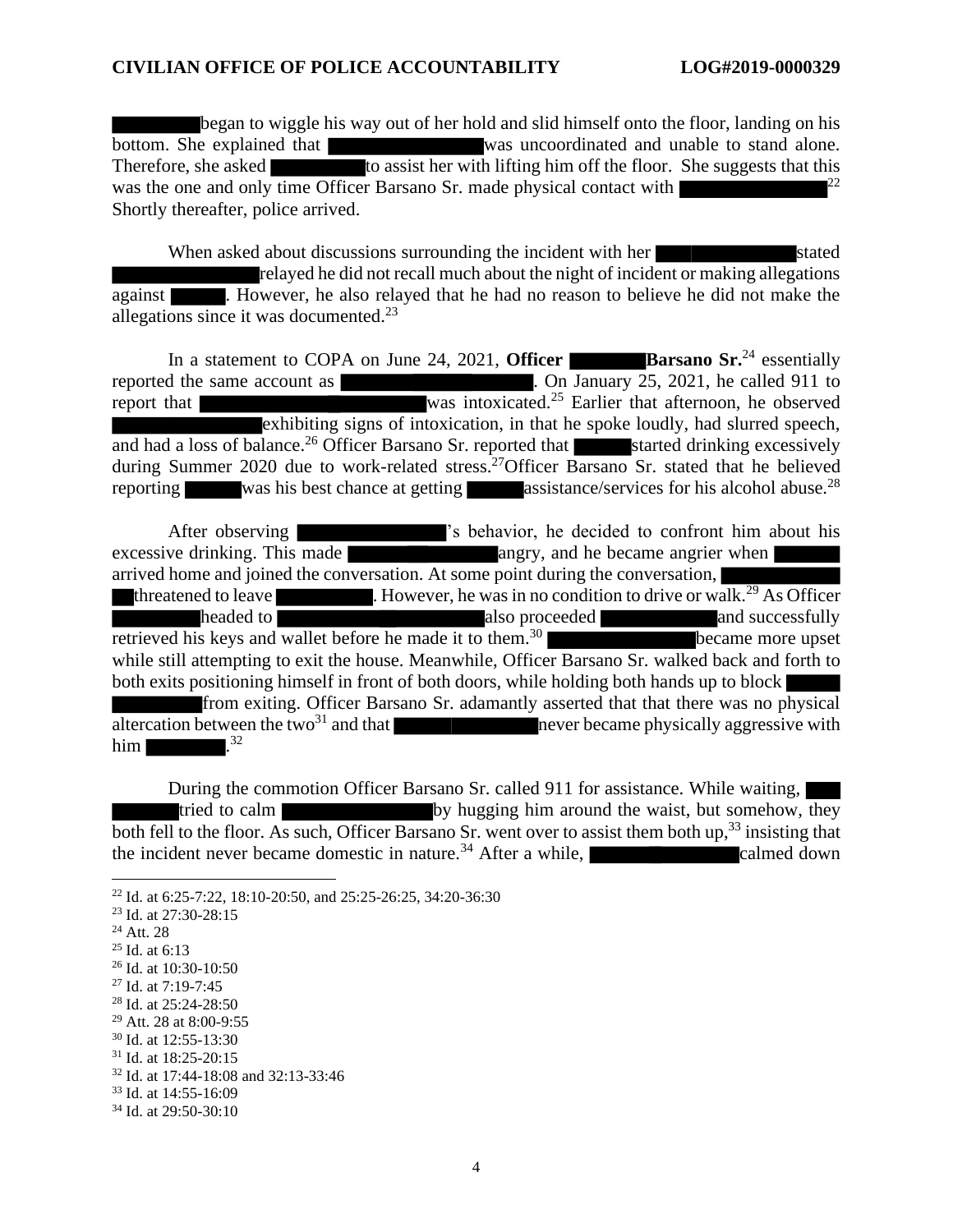began to wiggle his way out of her hold and slid himself onto the floor, landing on his bottom. She explained that was uncoordinated and unable to stand alone. Therefore, she asked to assist her with lifting him off the floor. She suggests that this was the one and only time Officer Barsano Sr. made physical contact with [22] Shortly thereafter, police arrived.

When asked about discussions surrounding the incident with her stated relayed he did not recall much about the night of incident or making allegations against . However, he also relayed that he had no reason to believe he did not make the allegations since it was documented.[23]

In a statement to COPA on June 24, 2021, **Officer Barsano Sr.**[24] essentially reported the same account as . On January 25, 2021, he called 911 to report that was intoxicated.[25] Earlier that afternoon, he observed exhibiting signs of intoxication, in that he spoke loudly, had slurred speech, and had a loss of balance.[26] Officer Barsano Sr. reported that started drinking excessively during Summer 2020 due to work-related stress.[27] Officer Barsano Sr. stated that he believed reporting was his best chance at getting assistance/services for his alcohol abuse.[28]

After observing 's behavior, he decided to confront him about his excessive drinking. This made angry, and he became angrier when arrived home and joined the conversation. At some point during the conversation, threatened to leave . However, he was in no condition to drive or walk.[29] As Officer headed to also proceeded and successfully retrieved his keys and wallet before he made it to them.[30] became more upset while still attempting to exit the house. Meanwhile, Officer Barsano Sr. walked back and forth to both exits positioning himself in front of both doors, while holding both hands up to block from exiting. Officer Barsano Sr. adamantly asserted that that there was no physical altercation between the two[31] and that never became physically aggressive with him .[32]

During the commotion Officer Barsano Sr. called 911 for assistance. While waiting, tried to calm by hugging him around the waist, but somehow, they both fell to the floor. As such, Officer Barsano Sr. went over to assist them both up,[33] insisting that the incident never became domestic in nature.[34] After a while, calmed down

---

[22] Id. at 6:25-7:22, 18:10-20:50, and 25:25-26:25, 34:20-36:30
[23] Id. at 27:30-28:15
[24] Att. 28
[25] Id. at 6:13
[26] Id. at 10:30-10:50
[27] Id. at 7:19-7:45
[28] Id. at 25:24-28:50
[29] Att. 28 at 8:00-9:55
[30] Id. at 12:55-13:30
[31] Id. at 18:25-20:15
[32] Id. at 17:44-18:08 and 32:13-33:46
[33] Id. at 14:55-16:09
[34] Id. at 29:50-30:10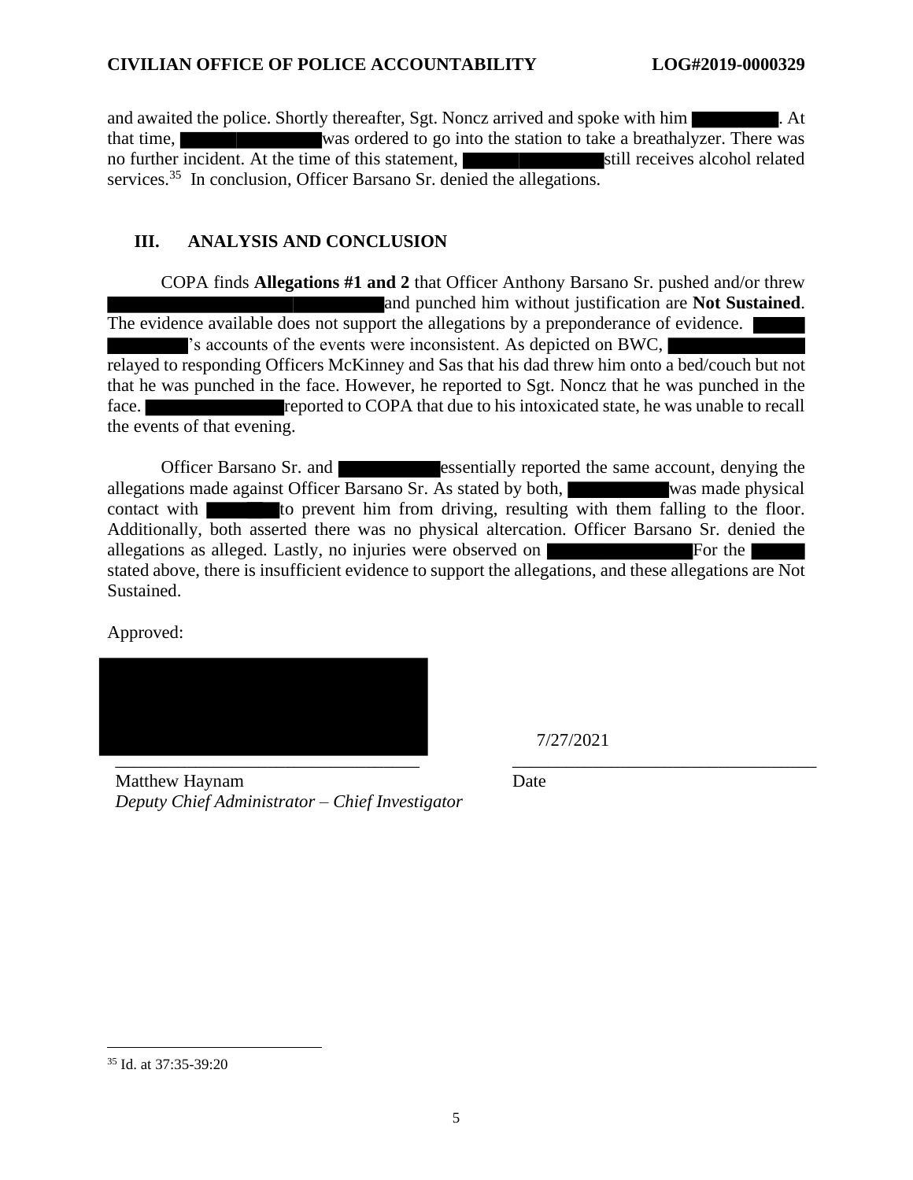and awaited the police. Shortly thereafter, Sgt. Noncz arrived and spoke with him ██████. At that time, ████████ was ordered to go into the station to take a breathalyzer. There was no further incident. At the time of this statement, ████████ still receives alcohol related services.[35] In conclusion, Officer Barsano Sr. denied the allegations.

## III. ANALYSIS AND CONCLUSION

COPA finds **Allegations #1 and 2** that Officer Anthony Barsano Sr. pushed and/or threw ████████████ and punched him without justification are **Not Sustained**. The evidence available does not support the allegations by a preponderance of evidence. ████ ████'s accounts of the events were inconsistent. As depicted on BWC, ████████ relayed to responding Officers McKinney and Sas that his dad threw him onto a bed/couch but not that he was punched in the face. However, he reported to Sgt. Noncz that he was punched in the face. ████████ reported to COPA that due to his intoxicated state, he was unable to recall the events of that evening.

Officer Barsano Sr. and ██████ essentially reported the same account, denying the allegations made against Officer Barsano Sr. As stated by both, ██████ was made physical contact with ████ to prevent him from driving, resulting with them falling to the floor. Additionally, both asserted there was no physical altercation. Officer Barsano Sr. denied the allegations as alleged. Lastly, no injuries were observed on ████████ For the ████ stated above, there is insufficient evidence to support the allegations, and these allegations are Not Sustained.

Approved:

████████████████

Matthew Haynam
*Deputy Chief Administrator – Chief Investigator*

7/27/2021

Date

---

[35] Id. at 37:35-39:20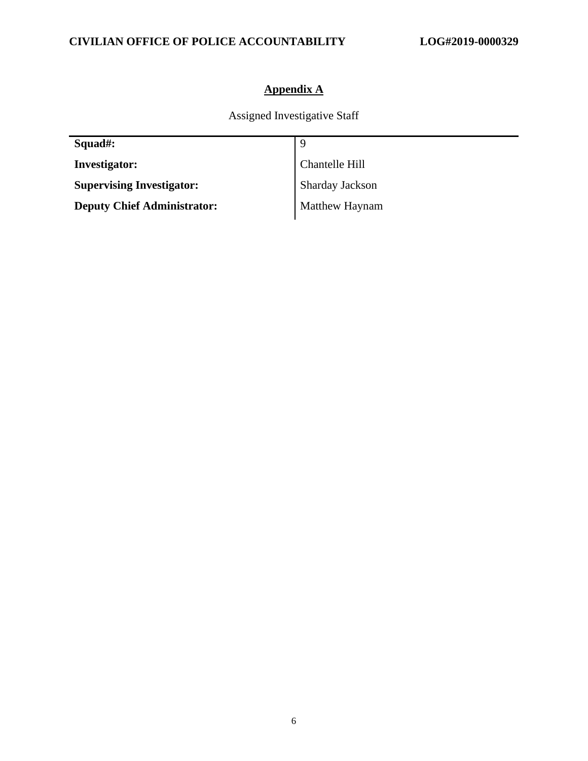## Appendix A

Assigned Investigative Staff

| | |
|---|---|
| **Squad#:** | 9 |
| **Investigator:** | Chantelle Hill |
| **Supervising Investigator:** | Sharday Jackson |
| **Deputy Chief Administrator:** | Matthew Haynam |